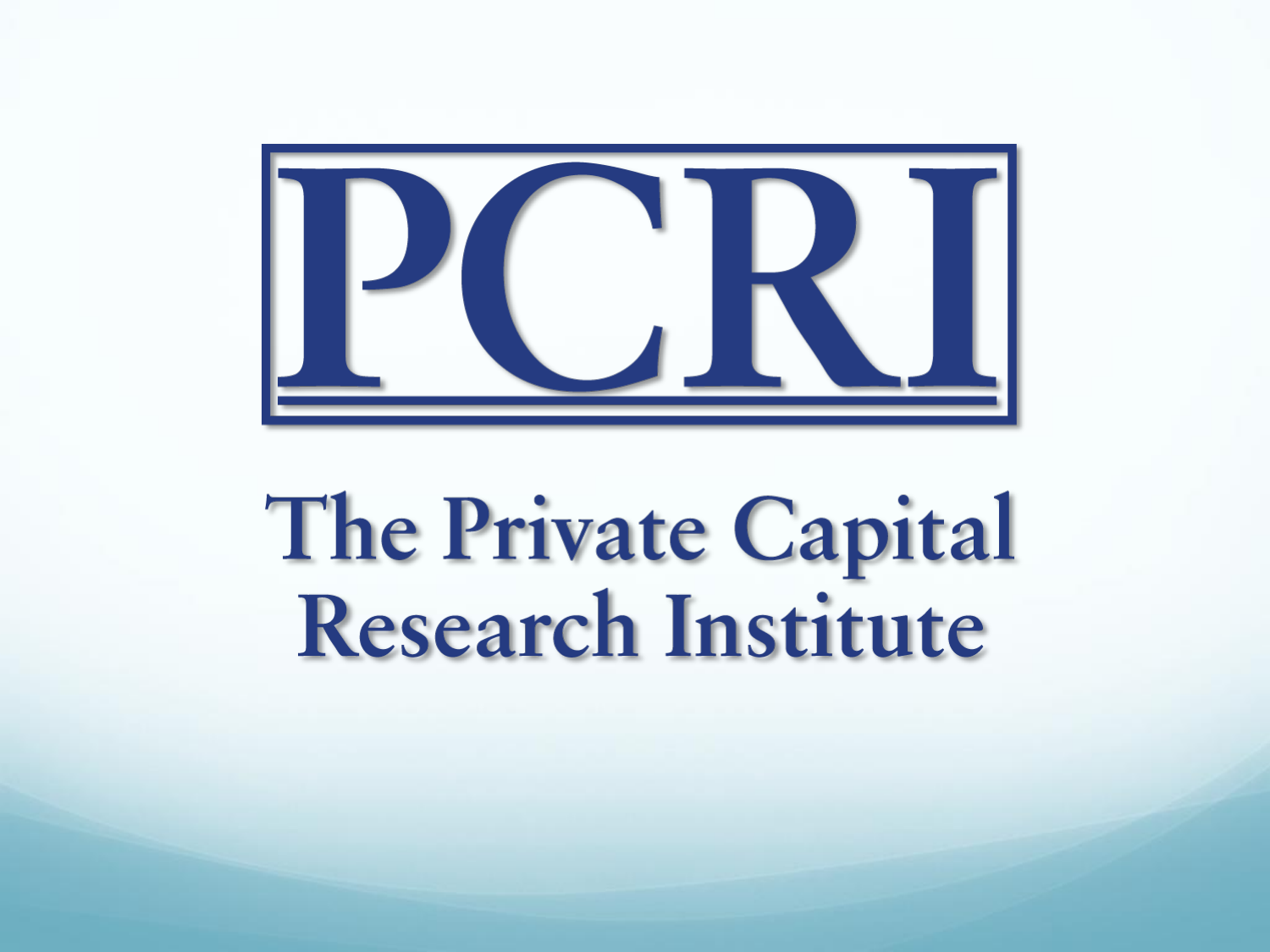# PCRI

## The Private Capital Research Institute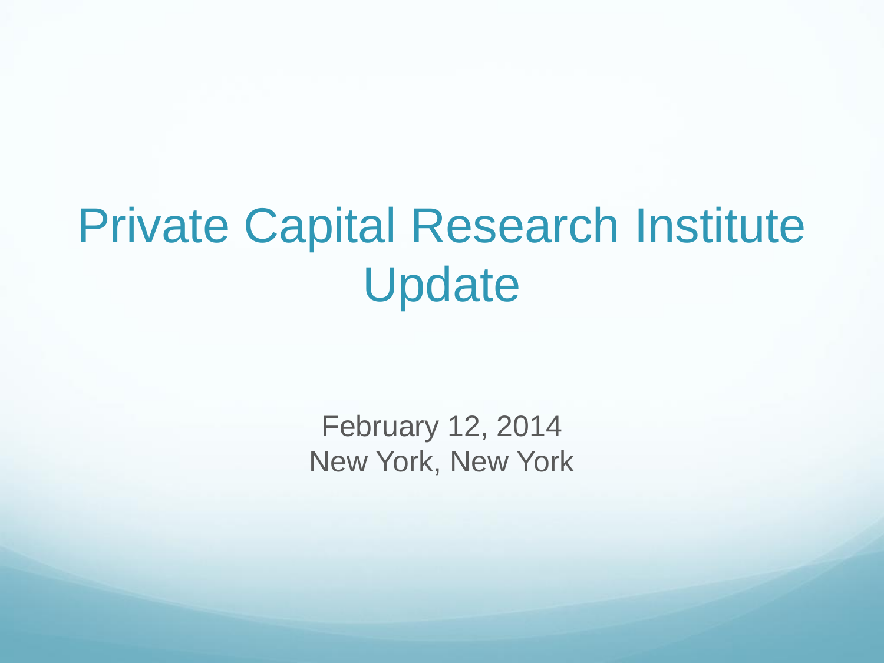# Private Capital Research Institute Update

February 12, 2014
New York, New York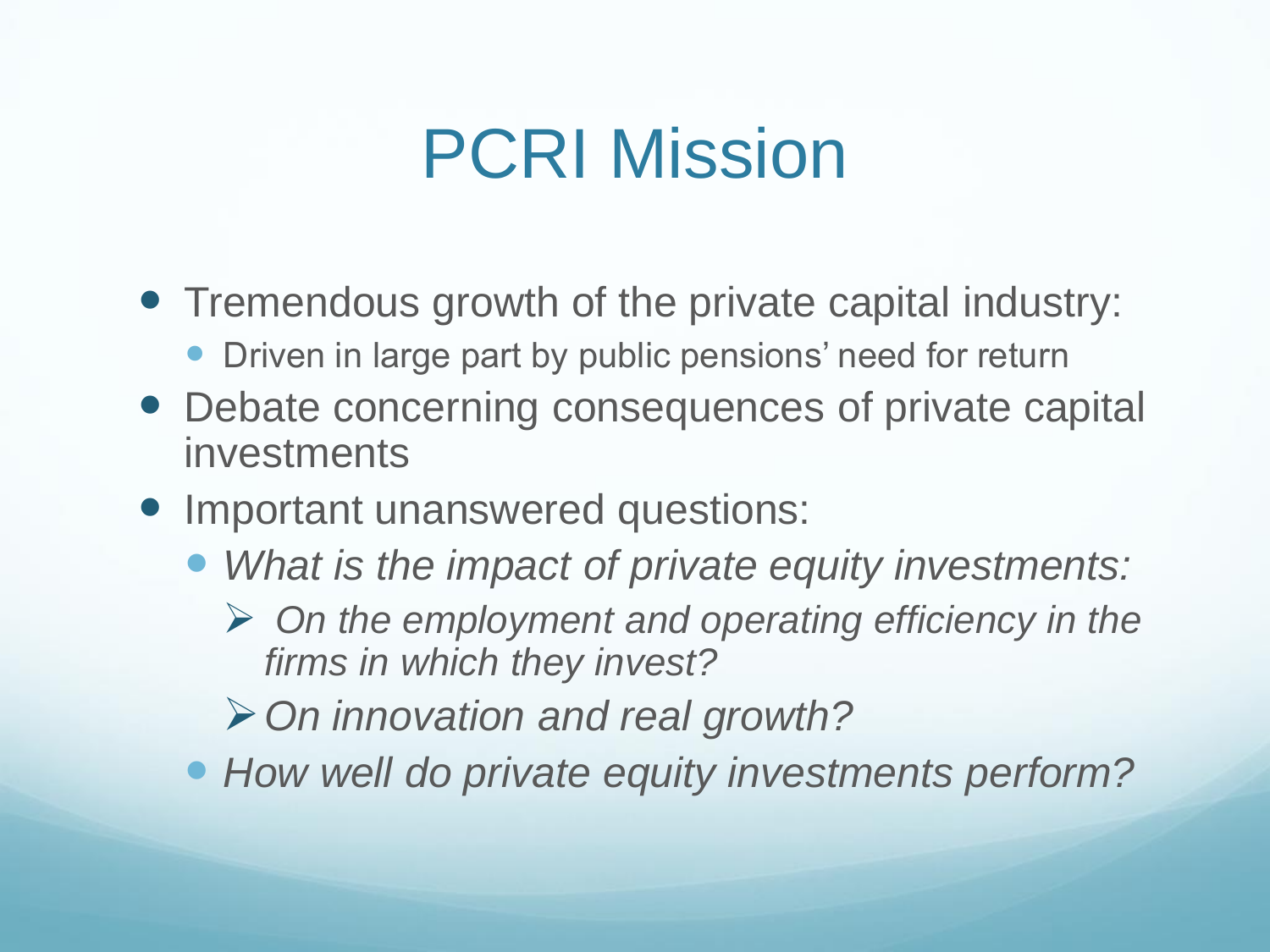# PCRI Mission

- Tremendous growth of the private capital industry:
  - Driven in large part by public pensions' need for return
- Debate concerning consequences of private capital investments
- Important unanswered questions:
  - *What is the impact of private equity investments:*
    - *On the employment and operating efficiency in the firms in which they invest?*
    - *On innovation and real growth?*
  - *How well do private equity investments perform?*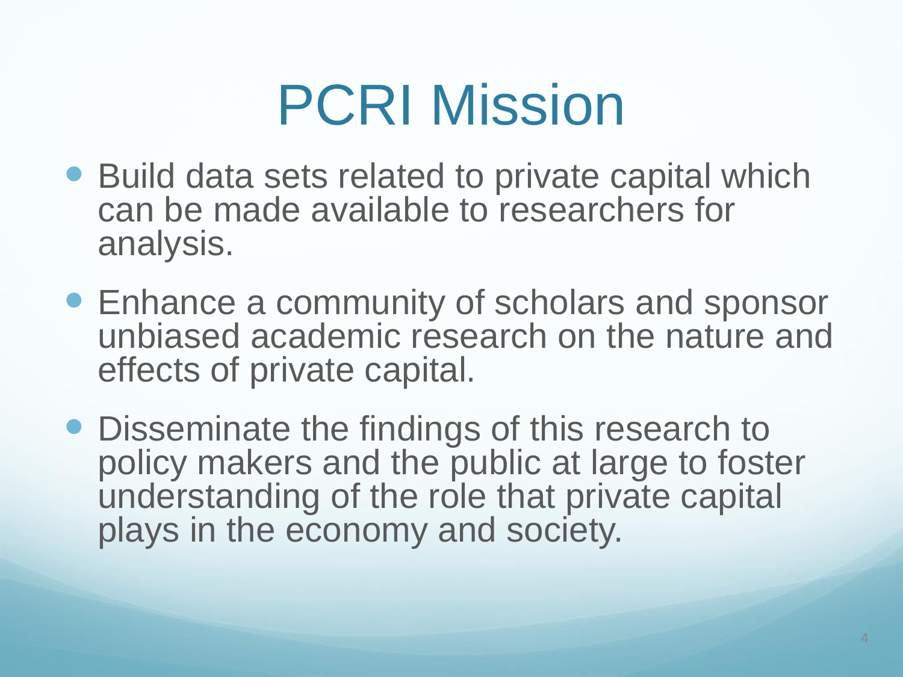# PCRI Mission

- Build data sets related to private capital which can be made available to researchers for analysis.
- Enhance a community of scholars and sponsor unbiased academic research on the nature and effects of private capital.
- Disseminate the findings of this research to policy makers and the public at large to foster understanding of the role that private capital plays in the economy and society.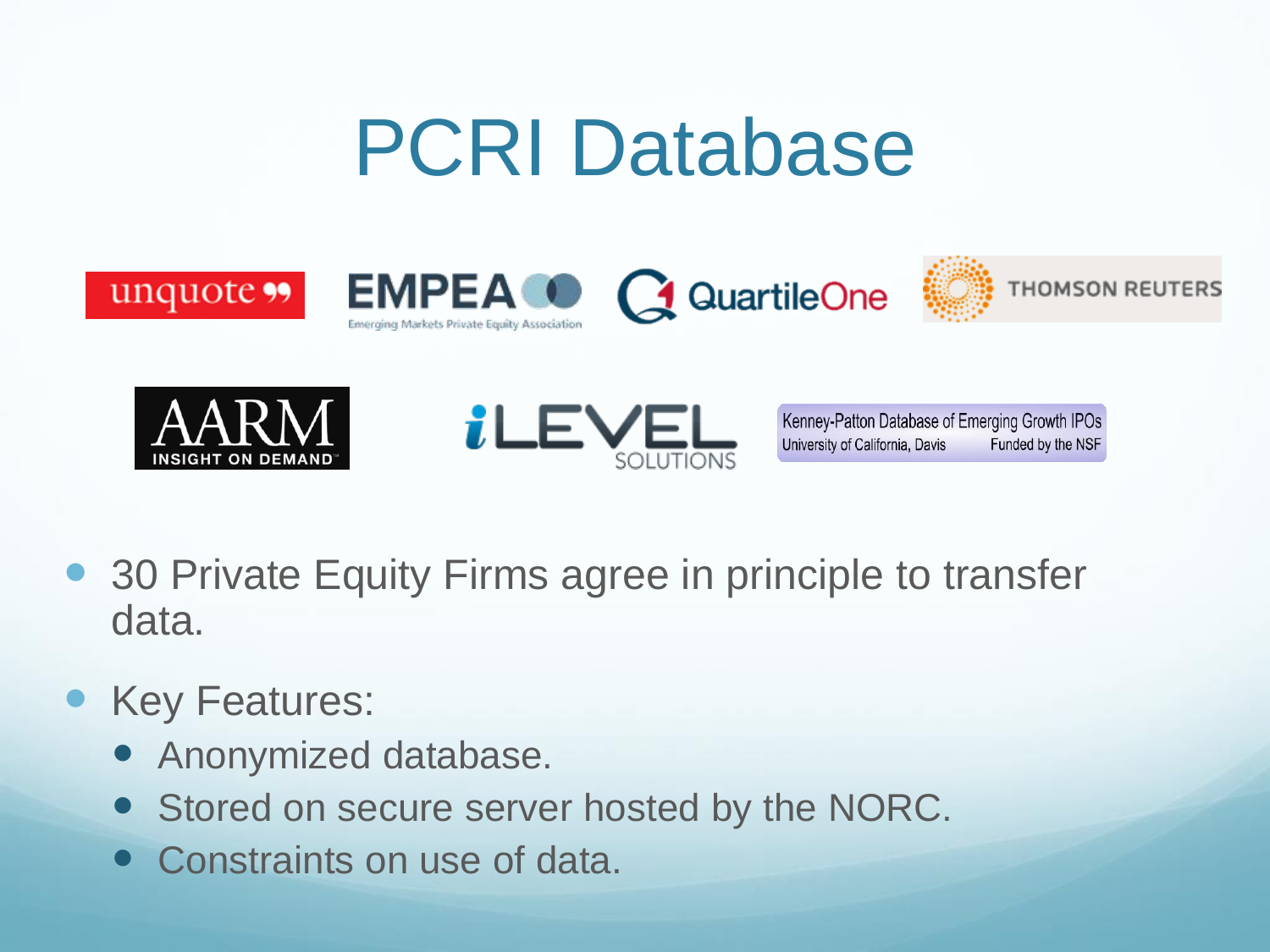# PCRI Database

unquote
EMPEA Emerging Markets Private Equity Association
QuartileOne
THOMSON REUTERS
AARM INSIGHT ON DEMAND
iLEVEL SOLUTIONS
Kenney-Patton Database of Emerging Growth IPOs University of California, Davis Funded by the NSF

- 30 Private Equity Firms agree in principle to transfer data.
- Key Features:
  - Anonymized database.
  - Stored on secure server hosted by the NORC.
  - Constraints on use of data.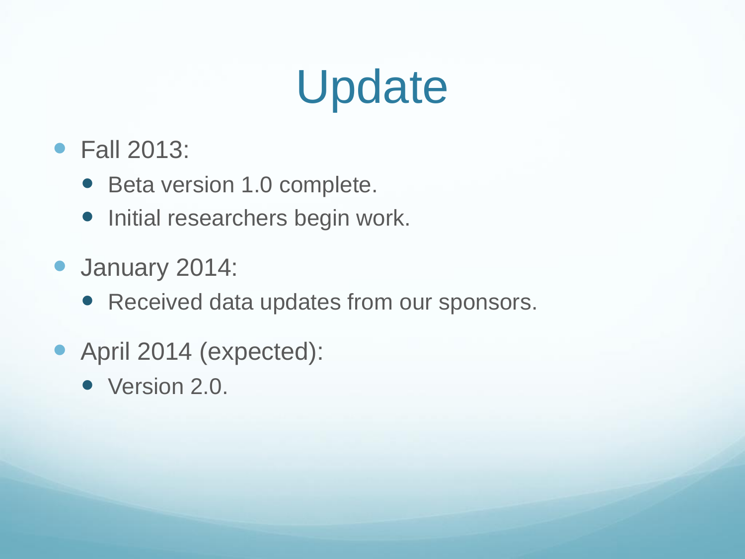# Update

- Fall 2013:
  - Beta version 1.0 complete.
  - Initial researchers begin work.
- January 2014:
  - Received data updates from our sponsors.
- April 2014 (expected):
  - Version 2.0.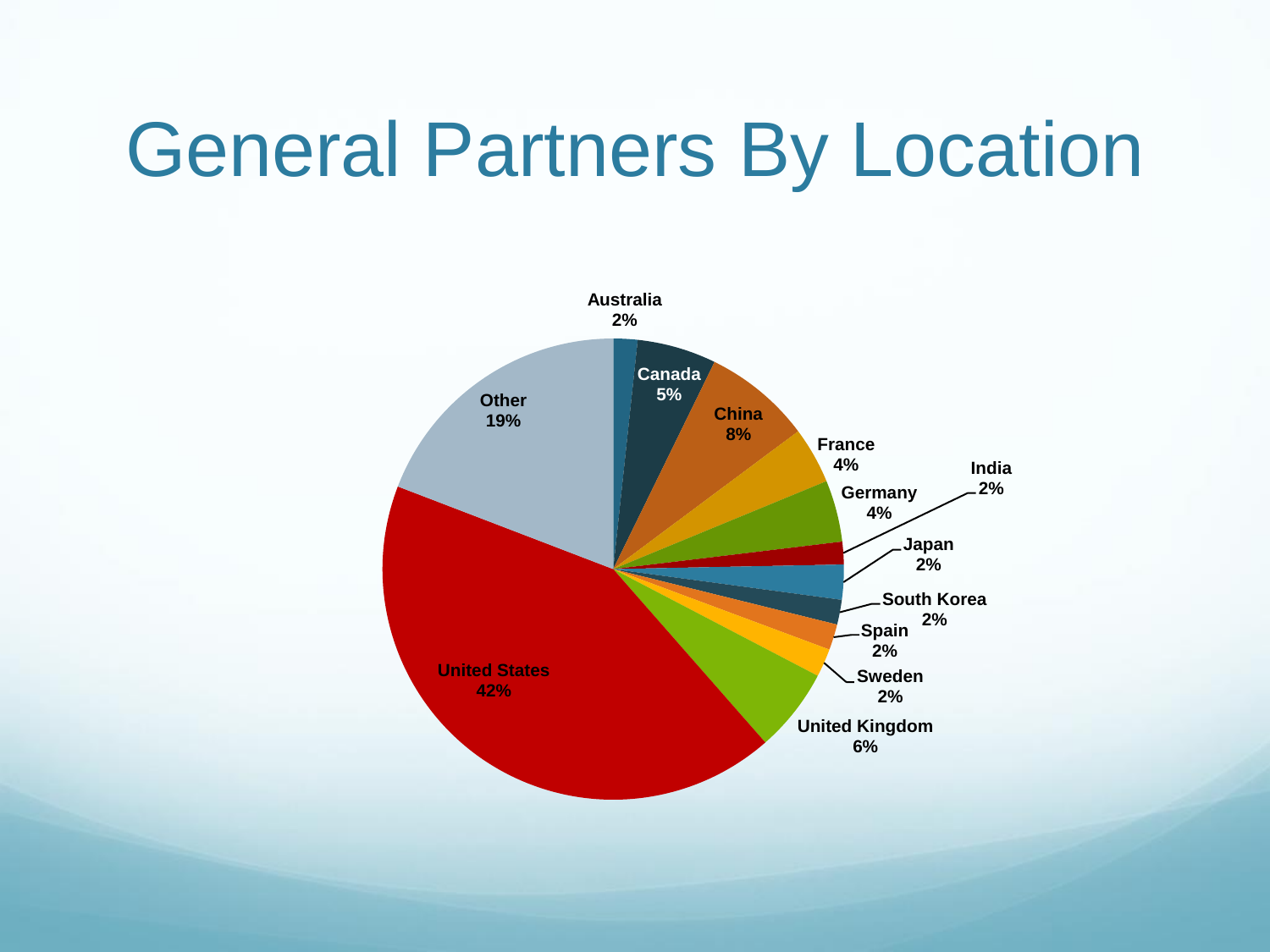# General Partners By Location

Australia
2%

Canada
5%

China
8%

France
4%

Germany
4%

India
2%

Japan
2%

South Korea
2%

Spain
2%

Sweden
2%

United Kingdom
6%

United States
42%

Other
19%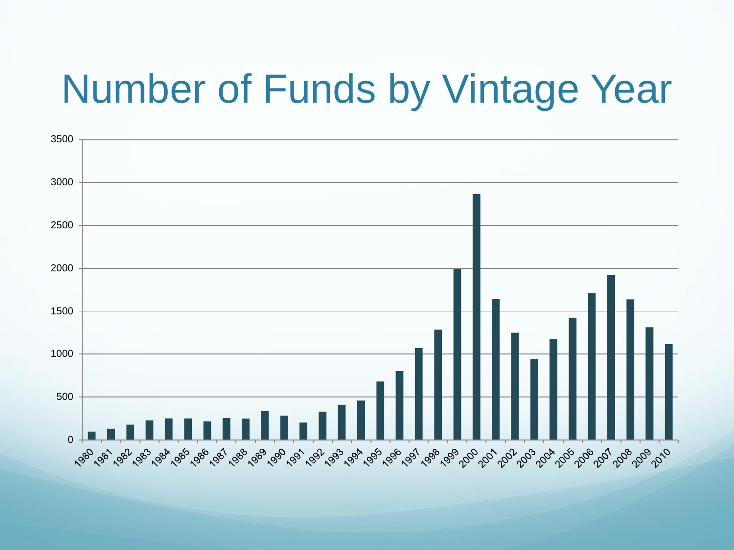# Number of Funds by Vintage Year

3500
3000
2500
2000
1500
1000
500
0

1980 1981 1982 1983 1984 1985 1986 1987 1988 1989 1990 1991 1992 1993 1994 1995 1996 1997 1998 1999 2000 2001 2002 2003 2004 2005 2006 2007 2008 2009 2010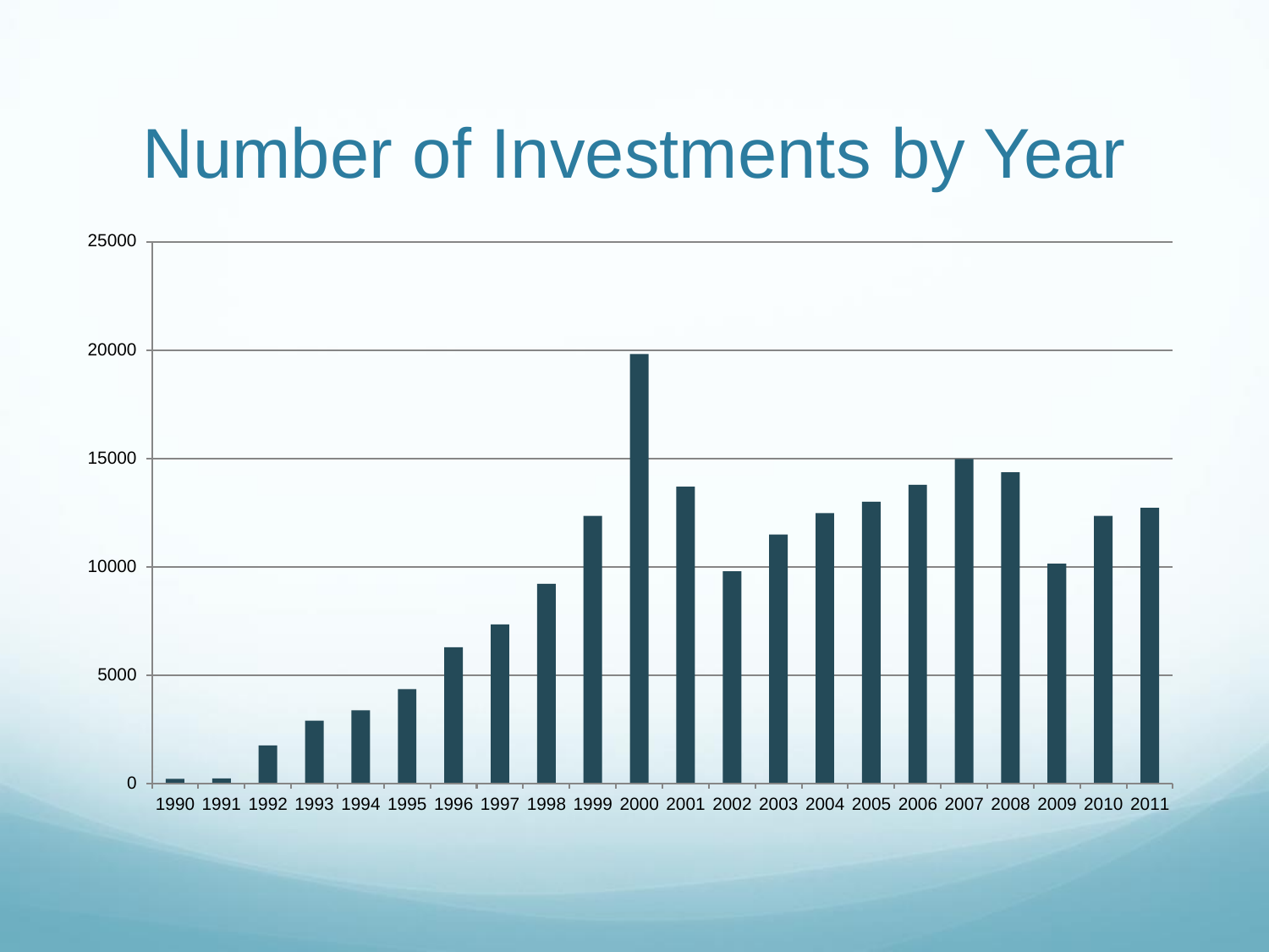# Number of Investments by Year

25000
20000
15000
10000
5000
0

1990 1991 1992 1993 1994 1995 1996 1997 1998 1999 2000 2001 2002 2003 2004 2005 2006 2007 2008 2009 2010 2011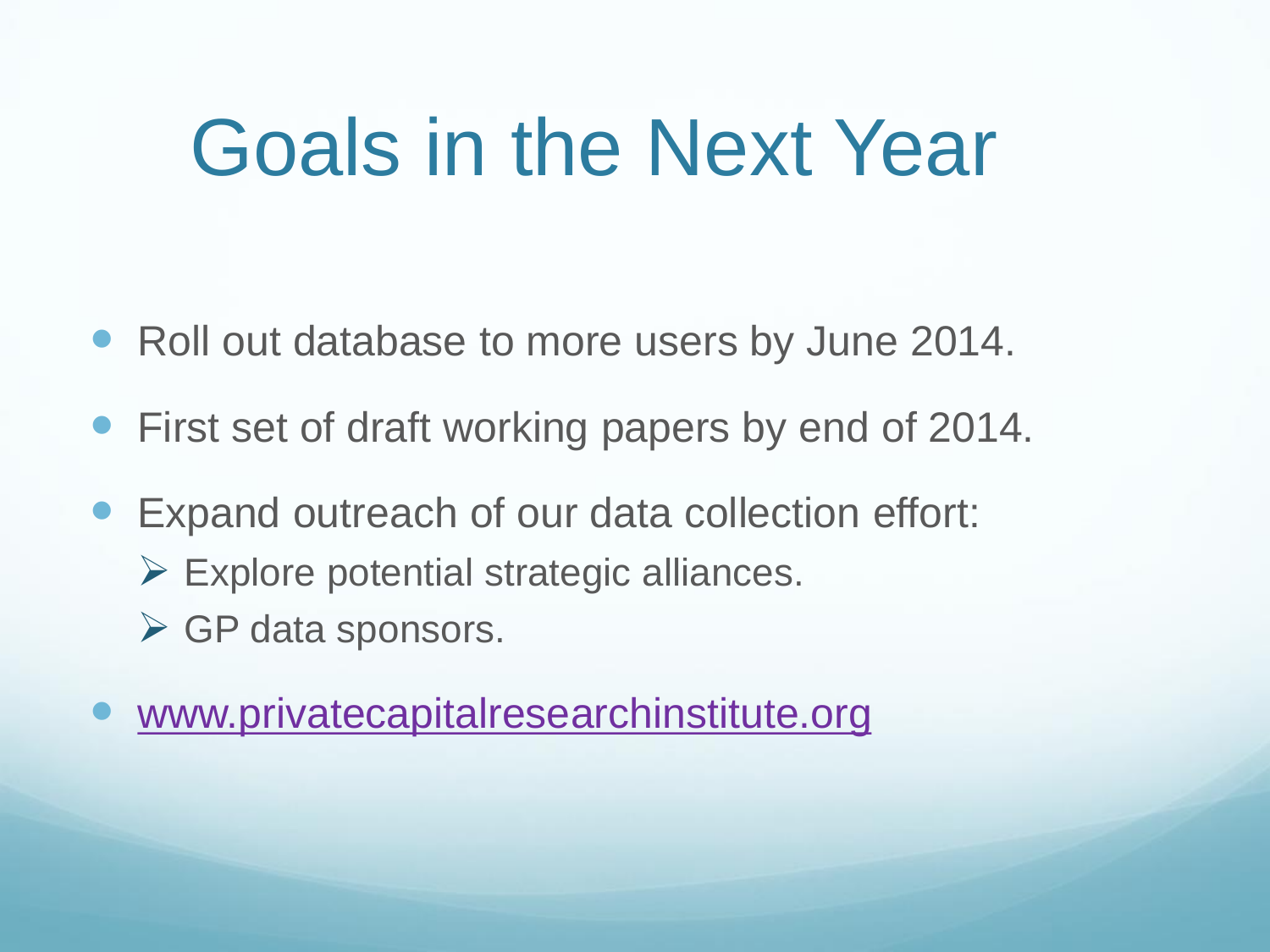# Goals in the Next Year

- Roll out database to more users by June 2014.
- First set of draft working papers by end of 2014.
- Expand outreach of our data collection effort:
  - Explore potential strategic alliances.
  - GP data sponsors.
- www.privatecapitalresearchinstitute.org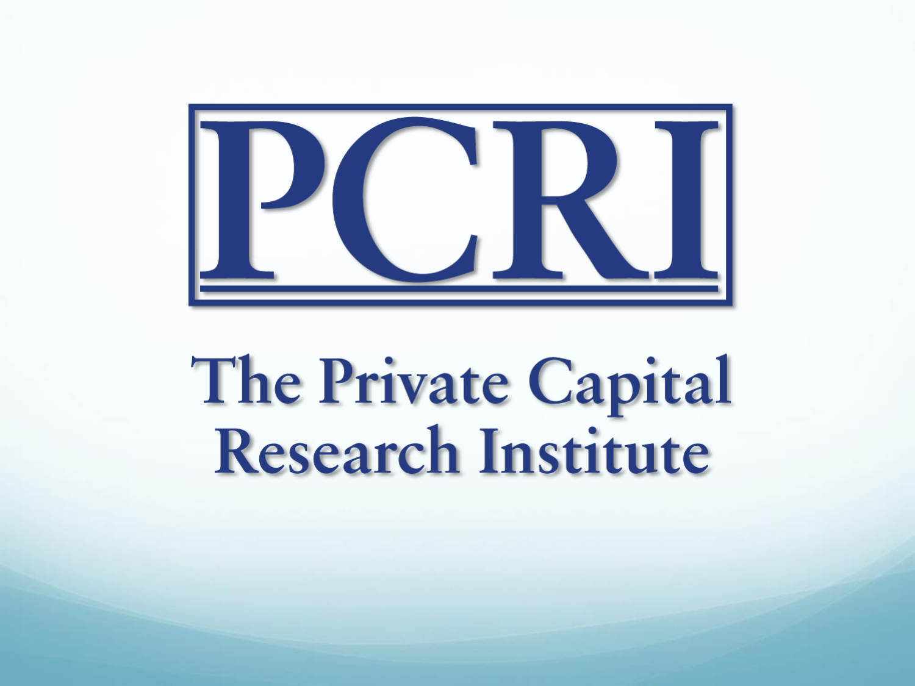# PCRI

## The Private Capital Research Institute